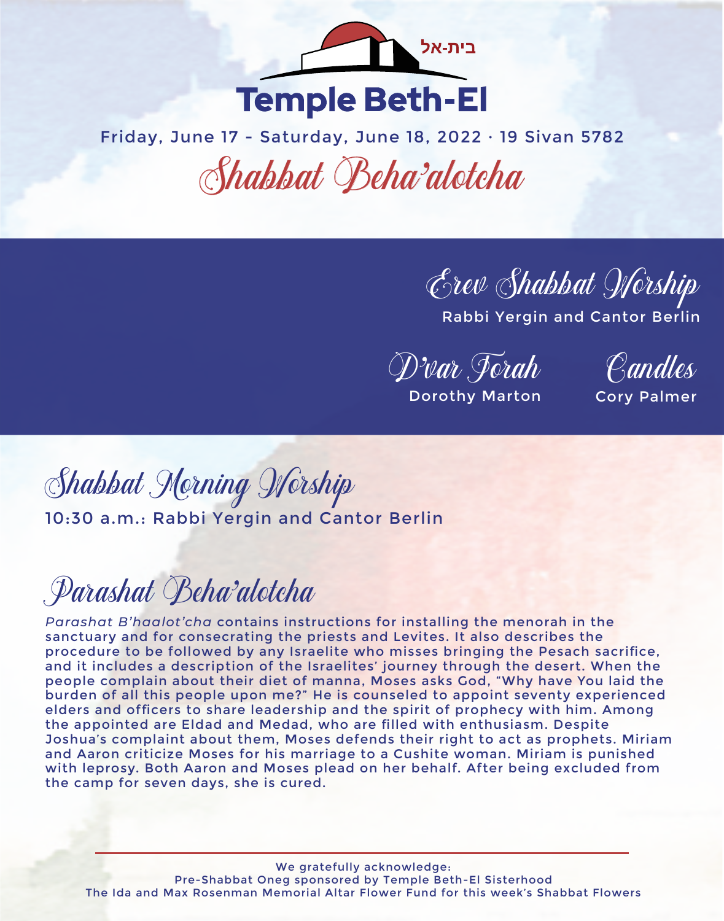בית-אל

# Temple Beth-El

Friday, June 17 - Saturday, June 18, 2022 · 19 Sivan 5782

## Shabbat Beha'alotcha

### Erev Shabbat Worship

Rabbi Yergin and Cantor Berlin

**D'var Torah**
Dorothy Marton

**Candles**
Cory Palmer

### Shabbat Morning Worship

10:30 a.m.: Rabbi Yergin and Cantor Berlin

### Parashat Beha'alotcha

*Parashat B'haalot'cha* contains instructions for installing the menorah in the sanctuary and for consecrating the priests and Levites. It also describes the procedure to be followed by any Israelite who misses bringing the Pesach sacrifice, and it includes a description of the Israelites' journey through the desert. When the people complain about their diet of manna, Moses asks God, "Why have You laid the burden of all this people upon me?" He is counseled to appoint seventy experienced elders and officers to share leadership and the spirit of prophecy with him. Among the appointed are Eldad and Medad, who are filled with enthusiasm. Despite Joshua's complaint about them, Moses defends their right to act as prophets. Miriam and Aaron criticize Moses for his marriage to a Cushite woman. Miriam is punished with leprosy. Both Aaron and Moses plead on her behalf. After being excluded from the camp for seven days, she is cured.

---

We gratefully acknowledge:
Pre-Shabbat Oneg sponsored by Temple Beth-El Sisterhood
The Ida and Max Rosenman Memorial Altar Flower Fund for this week's Shabbat Flowers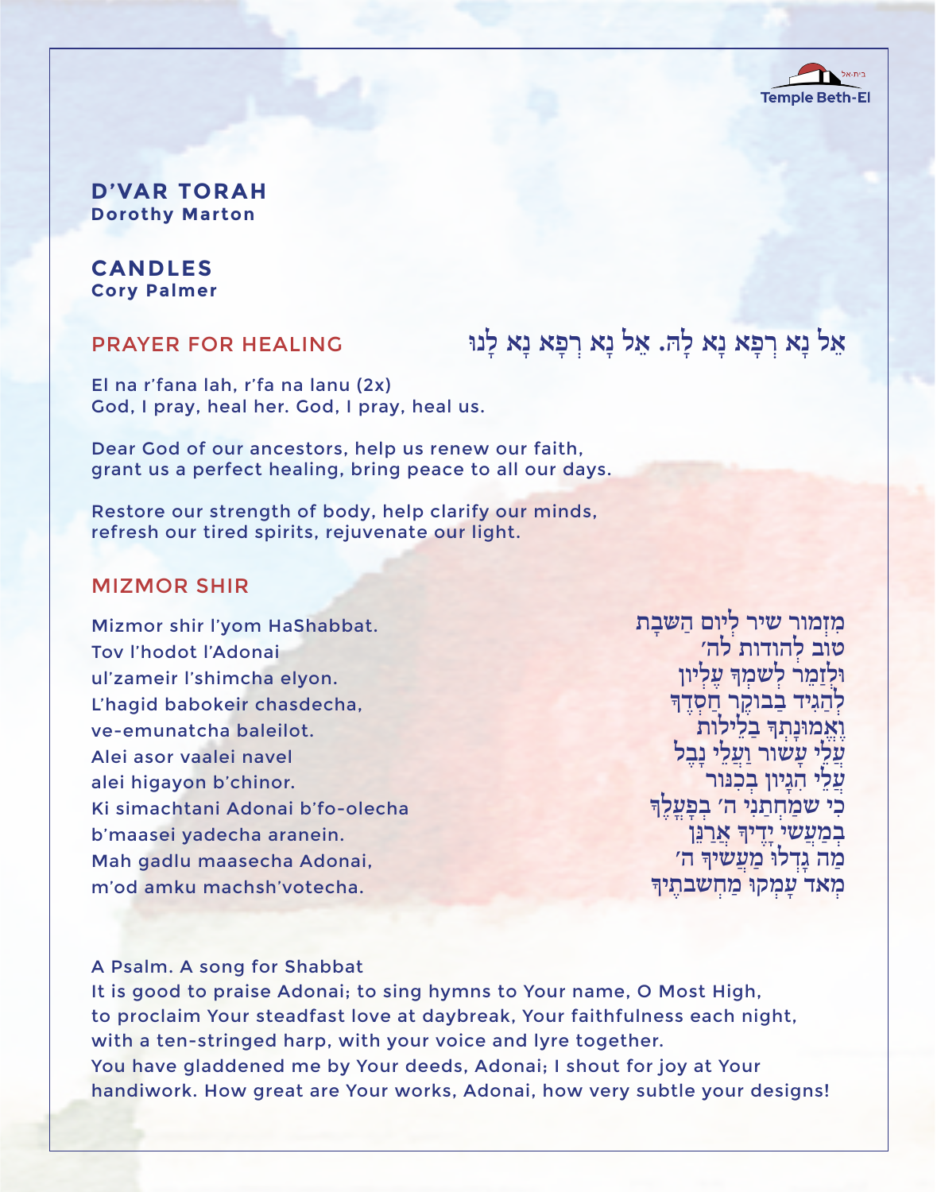## D'VAR TORAH

**Dorothy Marton**

## CANDLES

**Cory Palmer**

## PRAYER FOR HEALING

אֵל נָא רְפָא נָא לָהּ. אֵל נָא רְפָא נָא לָנוּ

El na r'fana lah, r'fa na lanu (2x)
God, I pray, heal her. God, I pray, heal us.

Dear God of our ancestors, help us renew our faith,
grant us a perfect healing, bring peace to all our days.

Restore our strength of body, help clarify our minds,
refresh our tired spirits, rejuvenate our light.

## MIZMOR SHIR

מִזְמוֹר שִׁיר לְיוֹם הַשַּׁבָּת
טוֹב לְהוֹדוֹת לַה׳
וּלְזַמֵּר לְשִׁמְךָ עֶלְיוֹן
לְהַגִּיד בַּבּוֹקֶר חַסְדֶּךָ
וֶאֱמוּנָתְךָ בַּלֵּילוֹת
עֲלֵי עָשׂוֹר וַעֲלֵי נָבֶל
עֲלֵי הִגָּיוֹן בְּכִנּוֹר
כִּי שִׂמַּחְתַּנִי ה׳ בְּפָעֳלֶךָ
בְּמַעֲשֵׂי יָדֶיךָ אֲרַנֵּן
מַה גָּדְלוּ מַעֲשֶׂיךָ ה׳
מְאֹד עָמְקוּ מַחְשְׁבֹתֶיךָ

Mizmor shir l'yom HaShabbat.
Tov l'hodot l'Adonai
ul'zameir l'shimcha elyon.
L'hagid babokeir chasdecha,
ve-emunatcha baleilot.
Alei asor vaalei navel
alei higayon b'chinor.
Ki simachtani Adonai b'fo-olecha
b'maasei yadecha aranein.
Mah gadlu maasecha Adonai,
m'od amku machsh'votecha.

A Psalm. A song for Shabbat
It is good to praise Adonai; to sing hymns to Your name, O Most High,
to proclaim Your steadfast love at daybreak, Your faithfulness each night,
with a ten-stringed harp, with your voice and lyre together.
You have gladdened me by Your deeds, Adonai; I shout for joy at Your handiwork. How great are Your works, Adonai, how very subtle your designs!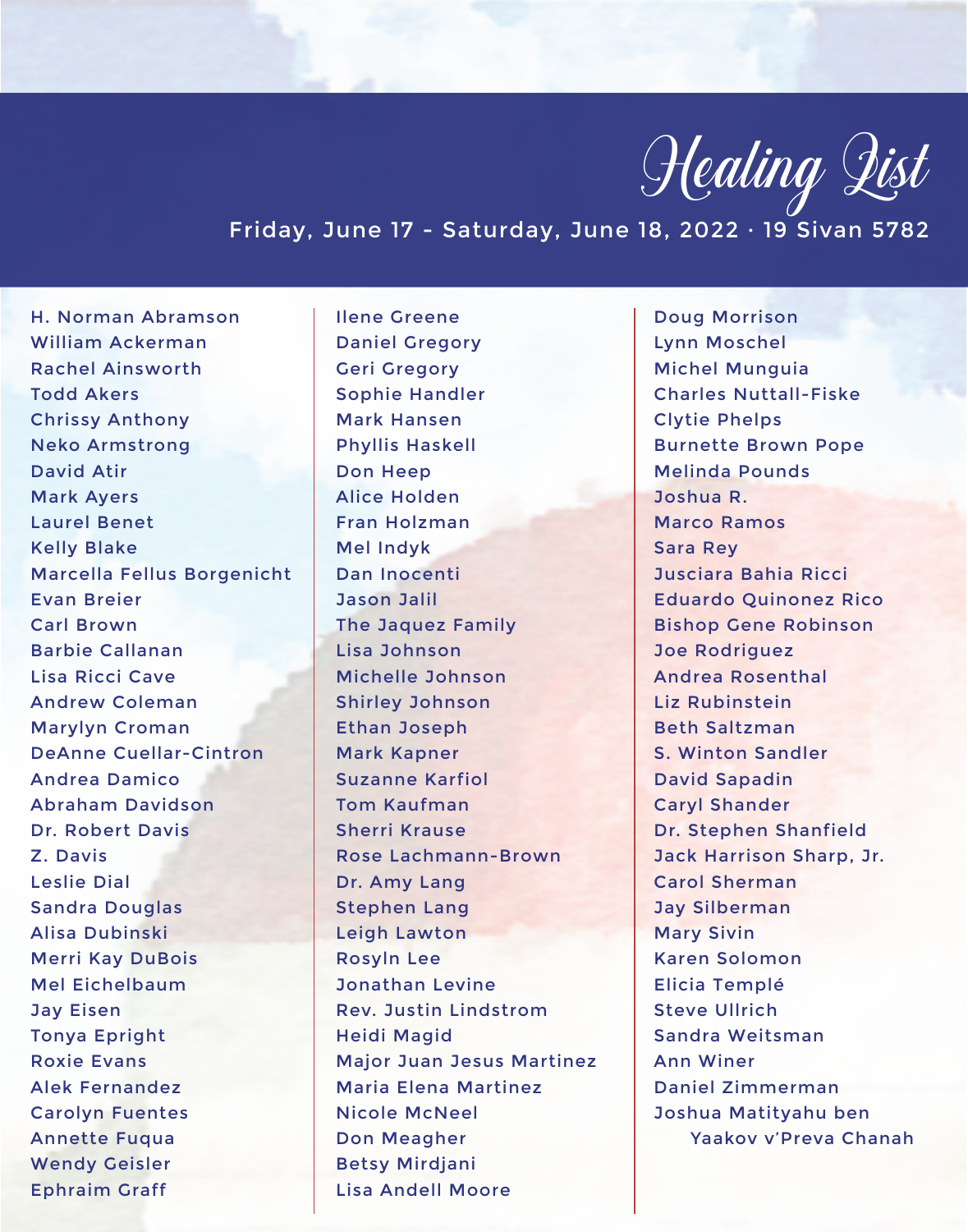# Healing List

Friday, June 17 - Saturday, June 18, 2022 · 19 Sivan 5782

H. Norman Abramson
William Ackerman
Rachel Ainsworth
Todd Akers
Chrissy Anthony
Neko Armstrong
David Atir
Mark Ayers
Laurel Benet
Kelly Blake
Marcella Fellus Borgenicht
Evan Breier
Carl Brown
Barbie Callanan
Lisa Ricci Cave
Andrew Coleman
Marylyn Croman
DeAnne Cuellar-Cintron
Andrea Damico
Abraham Davidson
Dr. Robert Davis
Z. Davis
Leslie Dial
Sandra Douglas
Alisa Dubinski
Merri Kay DuBois
Mel Eichelbaum
Jay Eisen
Tonya Epright
Roxie Evans
Alek Fernandez
Carolyn Fuentes
Annette Fuqua
Wendy Geisler
Ephraim Graff
Ilene Greene
Daniel Gregory
Geri Gregory
Sophie Handler
Mark Hansen
Phyllis Haskell
Don Heep
Alice Holden
Fran Holzman
Mel Indyk
Dan Inocenti
Jason Jalil
The Jaquez Family
Lisa Johnson
Michelle Johnson
Shirley Johnson
Ethan Joseph
Mark Kapner
Suzanne Karfiol
Tom Kaufman
Sherri Krause
Rose Lachmann-Brown
Dr. Amy Lang
Stephen Lang
Leigh Lawton
Rosyln Lee
Jonathan Levine
Rev. Justin Lindstrom
Heidi Magid
Major Juan Jesus Martinez
Maria Elena Martinez
Nicole McNeel
Don Meagher
Betsy Mirdjani
Lisa Andell Moore
Doug Morrison
Lynn Moschel
Michel Munguia
Charles Nuttall-Fiske
Clytie Phelps
Burnette Brown Pope
Melinda Pounds
Joshua R.
Marco Ramos
Sara Rey
Jusciara Bahia Ricci
Eduardo Quinonez Rico
Bishop Gene Robinson
Joe Rodriguez
Andrea Rosenthal
Liz Rubinstein
Beth Saltzman
S. Winton Sandler
David Sapadin
Caryl Shander
Dr. Stephen Shanfield
Jack Harrison Sharp, Jr.
Carol Sherman
Jay Silberman
Mary Sivin
Karen Solomon
Elicia Templé
Steve Ullrich
Sandra Weitsman
Ann Winer
Daniel Zimmerman
Joshua Matityahu ben Yaakov v'Preva Chanah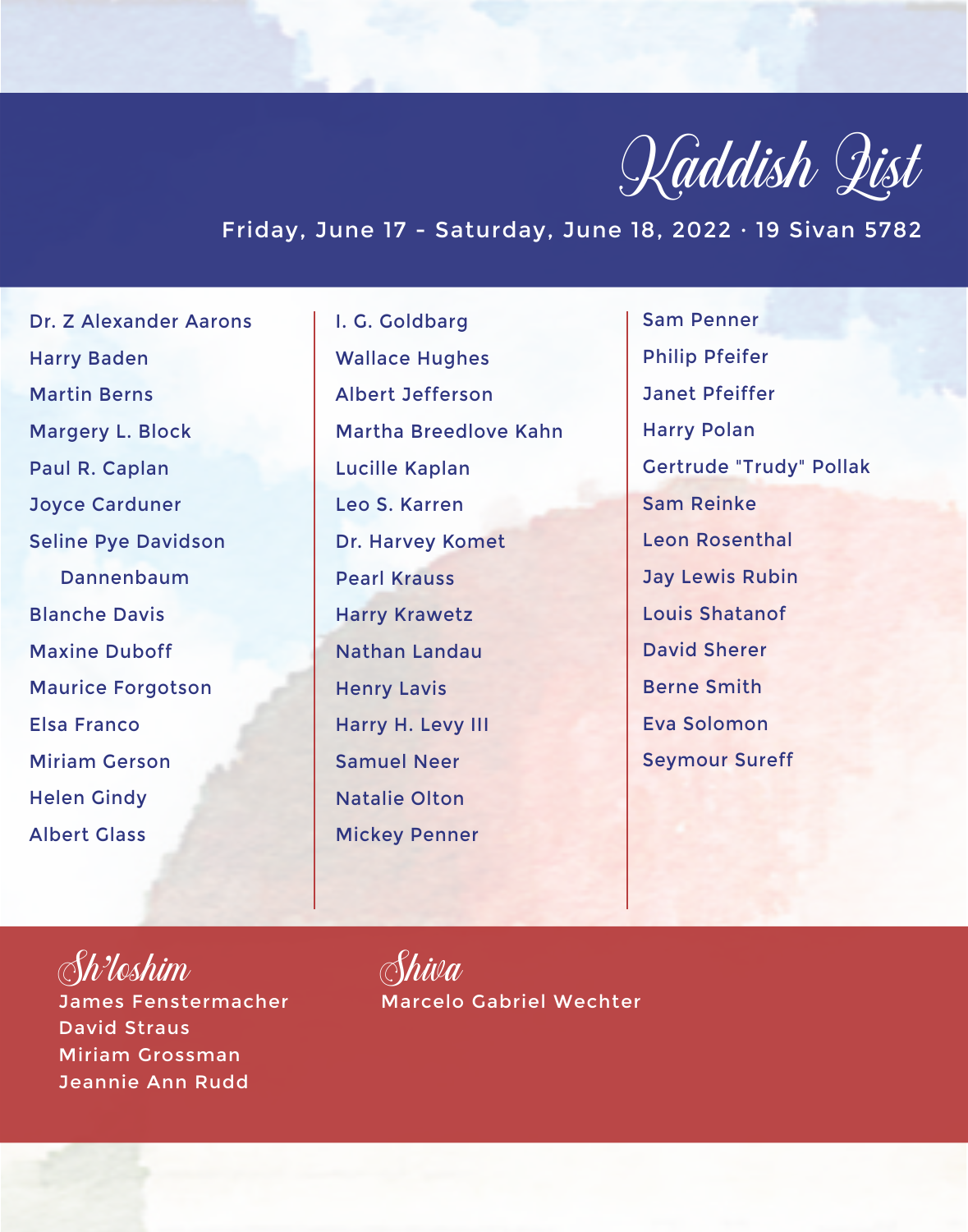# Kaddish List

Friday, June 17 - Saturday, June 18, 2022 · 19 Sivan 5782

Dr. Z Alexander Aarons
Harry Baden
Martin Berns
Margery L. Block
Paul R. Caplan
Joyce Carduner
Seline Pye Davidson Dannenbaum
Blanche Davis
Maxine Duboff
Maurice Forgotson
Elsa Franco
Miriam Gerson
Helen Gindy
Albert Glass
I. G. Goldbarg
Wallace Hughes
Albert Jefferson
Martha Breedlove Kahn
Lucille Kaplan
Leo S. Karren
Dr. Harvey Komet
Pearl Krauss
Harry Krawetz
Nathan Landau
Henry Lavis
Harry H. Levy III
Samuel Neer
Natalie Olton
Mickey Penner
Sam Penner
Philip Pfeifer
Janet Pfeiffer
Harry Polan
Gertrude "Trudy" Pollak
Sam Reinke
Leon Rosenthal
Jay Lewis Rubin
Louis Shatanof
David Sherer
Berne Smith
Eva Solomon
Seymour Sureff

## Sh'loshim

James Fenstermacher
David Straus
Miriam Grossman
Jeannie Ann Rudd

## Shiva

Marcelo Gabriel Wechter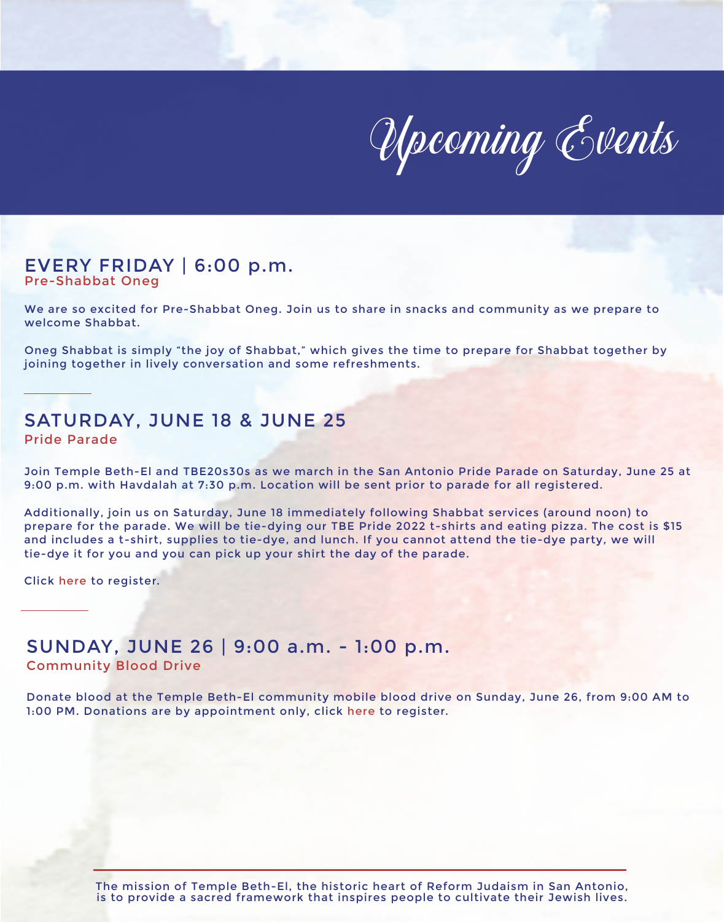# Upcoming Events

## EVERY FRIDAY | 6:00 p.m.
### Pre-Shabbat Oneg

We are so excited for Pre-Shabbat Oneg. Join us to share in snacks and community as we prepare to welcome Shabbat.

Oneg Shabbat is simply “the joy of Shabbat,” which gives the time to prepare for Shabbat together by joining together in lively conversation and some refreshments.

---

## SATURDAY, JUNE 18 & JUNE 25
### Pride Parade

Join Temple Beth-El and TBE20s30s as we march in the San Antonio Pride Parade on Saturday, June 25 at 9:00 p.m. with Havdalah at 7:30 p.m. Location will be sent prior to parade for all registered.

Additionally, join us on Saturday, June 18 immediately following Shabbat services (around noon) to prepare for the parade. We will be tie-dying our TBE Pride 2022 t-shirts and eating pizza. The cost is $15 and includes a t-shirt, supplies to tie-dye, and lunch. If you cannot attend the tie-dye party, we will tie-dye it for you and you can pick up your shirt the day of the parade.

Click here to register.

---

## SUNDAY, JUNE 26 | 9:00 a.m. - 1:00 p.m.
### Community Blood Drive

Donate blood at the Temple Beth-El community mobile blood drive on Sunday, June 26, from 9:00 AM to 1:00 PM. Donations are by appointment only, click here to register.

---

The mission of Temple Beth-El, the historic heart of Reform Judaism in San Antonio, is to provide a sacred framework that inspires people to cultivate their Jewish lives.